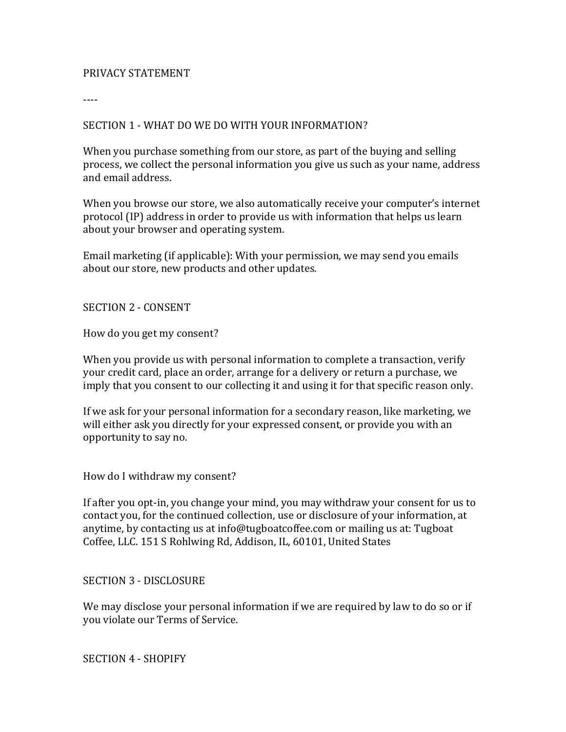# PRIVACY STATEMENT

----

## SECTION 1 - WHAT DO WE DO WITH YOUR INFORMATION?

When you purchase something from our store, as part of the buying and selling process, we collect the personal information you give us such as your name, address and email address.

When you browse our store, we also automatically receive your computer's internet protocol (IP) address in order to provide us with information that helps us learn about your browser and operating system.

Email marketing (if applicable): With your permission, we may send you emails about our store, new products and other updates.

## SECTION 2 - CONSENT

How do you get my consent?

When you provide us with personal information to complete a transaction, verify your credit card, place an order, arrange for a delivery or return a purchase, we imply that you consent to our collecting it and using it for that specific reason only.

If we ask for your personal information for a secondary reason, like marketing, we will either ask you directly for your expressed consent, or provide you with an opportunity to say no.

How do I withdraw my consent?

If after you opt-in, you change your mind, you may withdraw your consent for us to contact you, for the continued collection, use or disclosure of your information, at anytime, by contacting us at info@tugboatcoffee.com or mailing us at: Tugboat Coffee, LLC. 151 S Rohlwing Rd, Addison, IL, 60101, United States

## SECTION 3 - DISCLOSURE

We may disclose your personal information if we are required by law to do so or if you violate our Terms of Service.

## SECTION 4 - SHOPIFY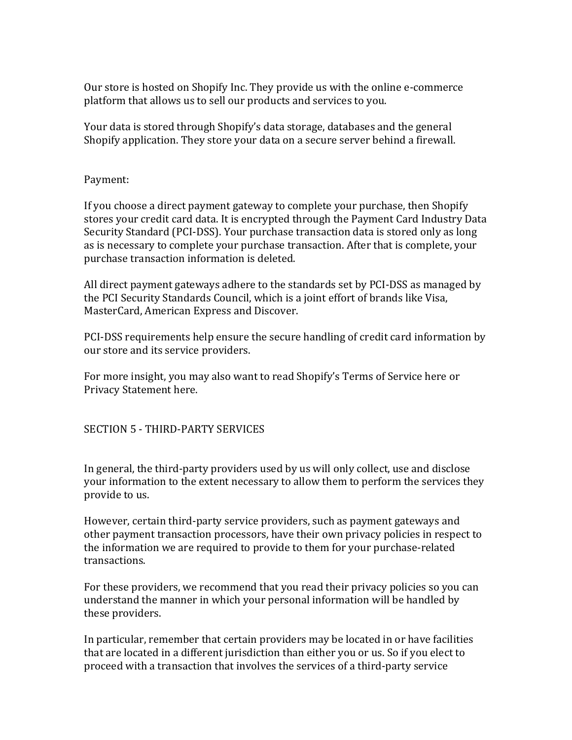Our store is hosted on Shopify Inc. They provide us with the online e-commerce platform that allows us to sell our products and services to you.

Your data is stored through Shopify's data storage, databases and the general Shopify application. They store your data on a secure server behind a firewall.

Payment:

If you choose a direct payment gateway to complete your purchase, then Shopify stores your credit card data. It is encrypted through the Payment Card Industry Data Security Standard (PCI-DSS). Your purchase transaction data is stored only as long as is necessary to complete your purchase transaction. After that is complete, your purchase transaction information is deleted.

All direct payment gateways adhere to the standards set by PCI-DSS as managed by the PCI Security Standards Council, which is a joint effort of brands like Visa, MasterCard, American Express and Discover.

PCI-DSS requirements help ensure the secure handling of credit card information by our store and its service providers.

For more insight, you may also want to read Shopify's Terms of Service here or Privacy Statement here.

## SECTION 5 - THIRD-PARTY SERVICES

In general, the third-party providers used by us will only collect, use and disclose your information to the extent necessary to allow them to perform the services they provide to us.

However, certain third-party service providers, such as payment gateways and other payment transaction processors, have their own privacy policies in respect to the information we are required to provide to them for your purchase-related transactions.

For these providers, we recommend that you read their privacy policies so you can understand the manner in which your personal information will be handled by these providers.

In particular, remember that certain providers may be located in or have facilities that are located in a different jurisdiction than either you or us. So if you elect to proceed with a transaction that involves the services of a third-party service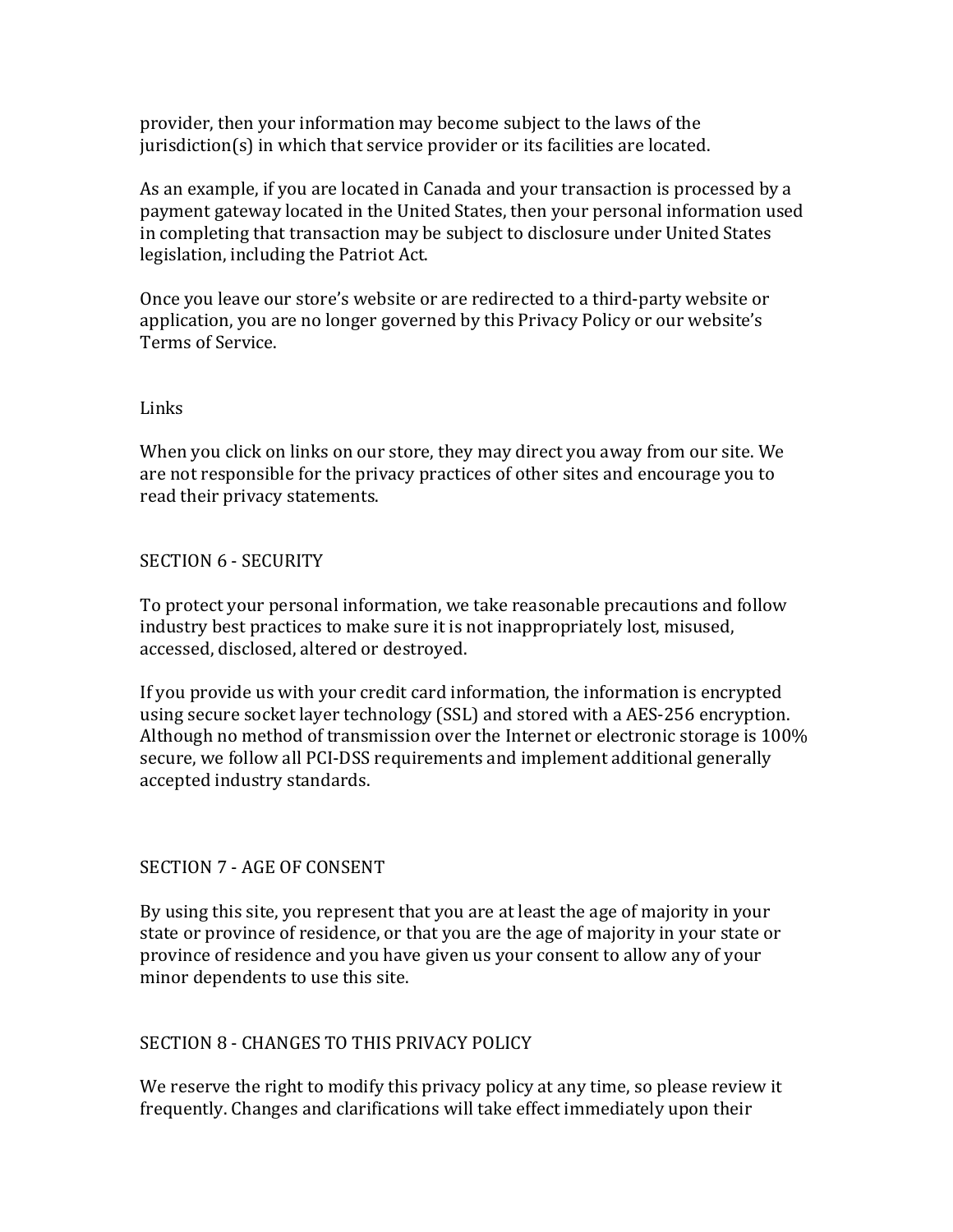provider, then your information may become subject to the laws of the jurisdiction(s) in which that service provider or its facilities are located.

As an example, if you are located in Canada and your transaction is processed by a payment gateway located in the United States, then your personal information used in completing that transaction may be subject to disclosure under United States legislation, including the Patriot Act.

Once you leave our store's website or are redirected to a third-party website or application, you are no longer governed by this Privacy Policy or our website's Terms of Service.

## Links

When you click on links on our store, they may direct you away from our site. We are not responsible for the privacy practices of other sites and encourage you to read their privacy statements.

## SECTION 6 - SECURITY

To protect your personal information, we take reasonable precautions and follow industry best practices to make sure it is not inappropriately lost, misused, accessed, disclosed, altered or destroyed.

If you provide us with your credit card information, the information is encrypted using secure socket layer technology (SSL) and stored with a AES-256 encryption. Although no method of transmission over the Internet or electronic storage is 100% secure, we follow all PCI-DSS requirements and implement additional generally accepted industry standards.

## SECTION 7 - AGE OF CONSENT

By using this site, you represent that you are at least the age of majority in your state or province of residence, or that you are the age of majority in your state or province of residence and you have given us your consent to allow any of your minor dependents to use this site.

## SECTION 8 - CHANGES TO THIS PRIVACY POLICY

We reserve the right to modify this privacy policy at any time, so please review it frequently. Changes and clarifications will take effect immediately upon their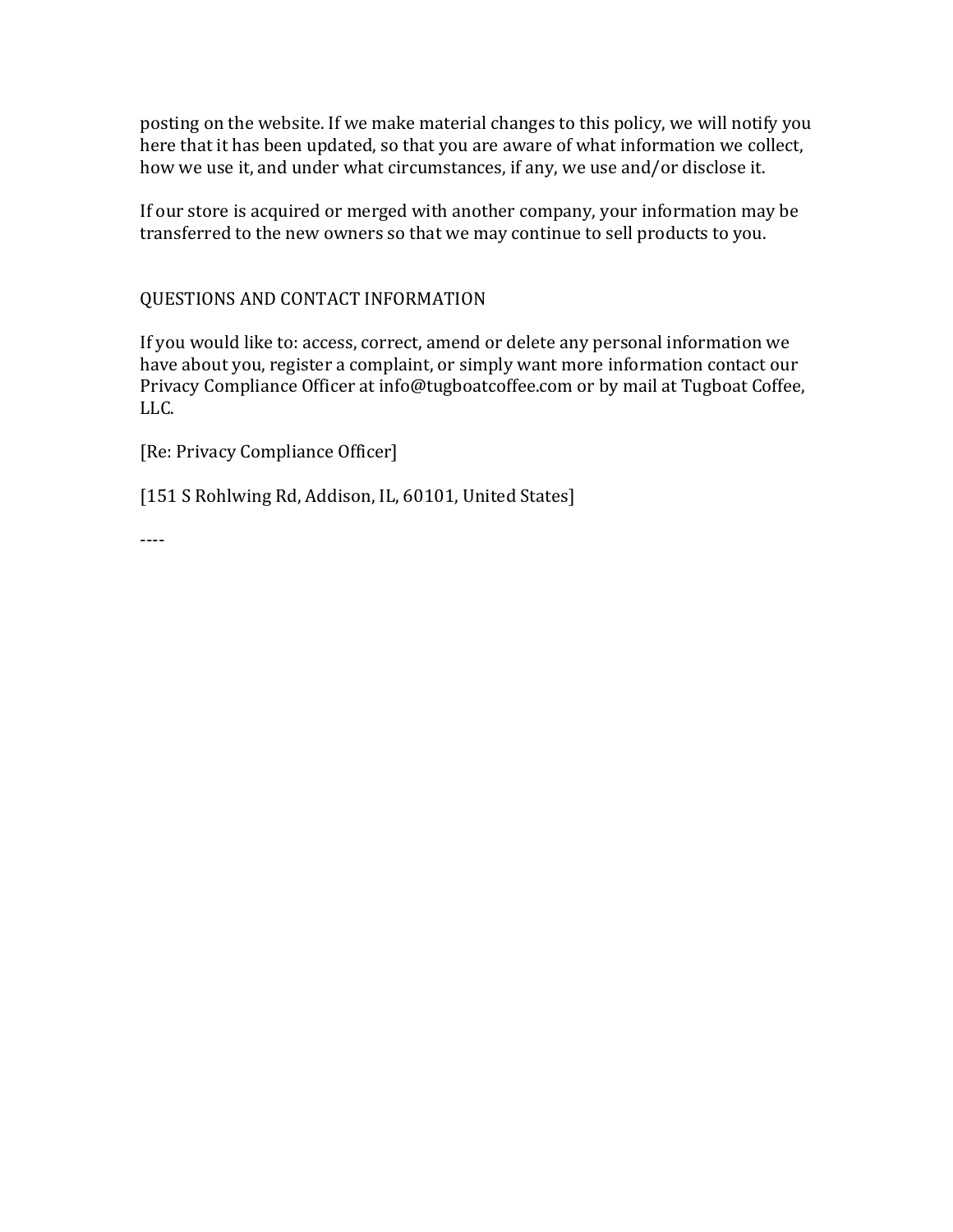posting on the website. If we make material changes to this policy, we will notify you here that it has been updated, so that you are aware of what information we collect, how we use it, and under what circumstances, if any, we use and/or disclose it.

If our store is acquired or merged with another company, your information may be transferred to the new owners so that we may continue to sell products to you.

## QUESTIONS AND CONTACT INFORMATION

If you would like to: access, correct, amend or delete any personal information we have about you, register a complaint, or simply want more information contact our Privacy Compliance Officer at info@tugboatcoffee.com or by mail at Tugboat Coffee, LLC.

[Re: Privacy Compliance Officer]

[151 S Rohlwing Rd, Addison, IL, 60101, United States]

----